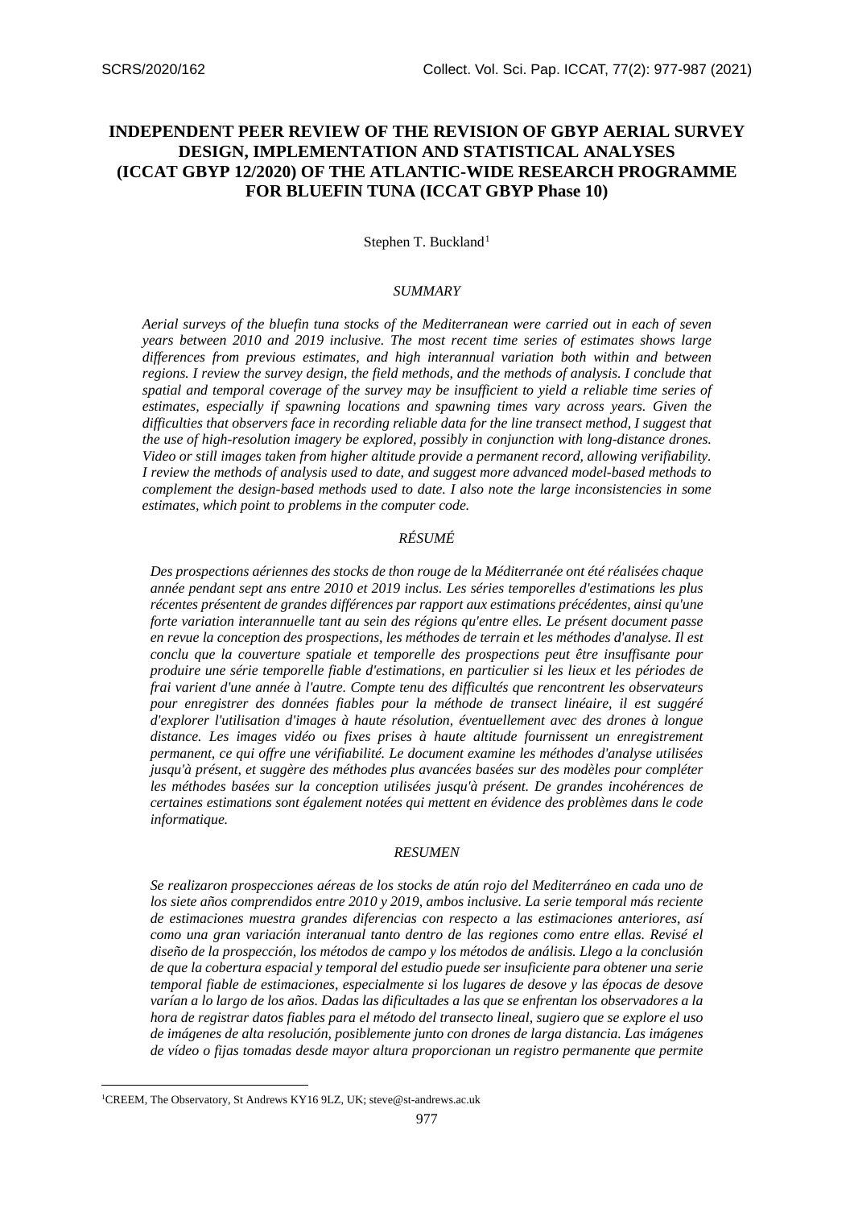# INDEPENDENT PEER REVIEW OF THE REVISION OF GBYP AERIAL SURVEY DESIGN, IMPLEMENTATION AND STATISTICAL ANALYSES (ICCAT GBYP 12/2020) OF THE ATLANTIC-WIDE RESEARCH PROGRAMME FOR BLUEFIN TUNA (ICCAT GBYP Phase 10)

Stephen T. Buckland[1]

## *SUMMARY*

*Aerial surveys of the bluefin tuna stocks of the Mediterranean were carried out in each of seven years between 2010 and 2019 inclusive. The most recent time series of estimates shows large differences from previous estimates, and high interannual variation both within and between regions. I review the survey design, the field methods, and the methods of analysis. I conclude that spatial and temporal coverage of the survey may be insufficient to yield a reliable time series of estimates, especially if spawning locations and spawning times vary across years. Given the difficulties that observers face in recording reliable data for the line transect method, I suggest that the use of high-resolution imagery be explored, possibly in conjunction with long-distance drones. Video or still images taken from higher altitude provide a permanent record, allowing verifiability. I review the methods of analysis used to date, and suggest more advanced model-based methods to complement the design-based methods used to date. I also note the large inconsistencies in some estimates, which point to problems in the computer code.*

## *RÉSUMÉ*

*Des prospections aériennes des stocks de thon rouge de la Méditerranée ont été réalisées chaque année pendant sept ans entre 2010 et 2019 inclus. Les séries temporelles d'estimations les plus récentes présentent de grandes différences par rapport aux estimations précédentes, ainsi qu'une forte variation interannuelle tant au sein des régions qu'entre elles. Le présent document passe en revue la conception des prospections, les méthodes de terrain et les méthodes d'analyse. Il est conclu que la couverture spatiale et temporelle des prospections peut être insuffisante pour produire une série temporelle fiable d'estimations, en particulier si les lieux et les périodes de frai varient d'une année à l'autre. Compte tenu des difficultés que rencontrent les observateurs pour enregistrer des données fiables pour la méthode de transect linéaire, il est suggéré d'explorer l'utilisation d'images à haute résolution, éventuellement avec des drones à longue distance. Les images vidéo ou fixes prises à haute altitude fournissent un enregistrement permanent, ce qui offre une vérifiabilité. Le document examine les méthodes d'analyse utilisées jusqu'à présent, et suggère des méthodes plus avancées basées sur des modèles pour compléter les méthodes basées sur la conception utilisées jusqu'à présent. De grandes incohérences de certaines estimations sont également notées qui mettent en évidence des problèmes dans le code informatique.*

## *RESUMEN*

*Se realizaron prospecciones aéreas de los stocks de atún rojo del Mediterráneo en cada uno de los siete años comprendidos entre 2010 y 2019, ambos inclusive. La serie temporal más reciente de estimaciones muestra grandes diferencias con respecto a las estimaciones anteriores, así como una gran variación interanual tanto dentro de las regiones como entre ellas. Revisé el diseño de la prospección, los métodos de campo y los métodos de análisis. Llego a la conclusión de que la cobertura espacial y temporal del estudio puede ser insuficiente para obtener una serie temporal fiable de estimaciones, especialmente si los lugares de desove y las épocas de desove varían a lo largo de los años. Dadas las dificultades a las que se enfrentan los observadores a la hora de registrar datos fiables para el método del transecto lineal, sugiero que se explore el uso de imágenes de alta resolución, posiblemente junto con drones de larga distancia. Las imágenes de vídeo o fijas tomadas desde mayor altura proporcionan un registro permanente que permite*

[1] CREEM, The Observatory, St Andrews KY16 9LZ, UK; steve@st-andrews.ac.uk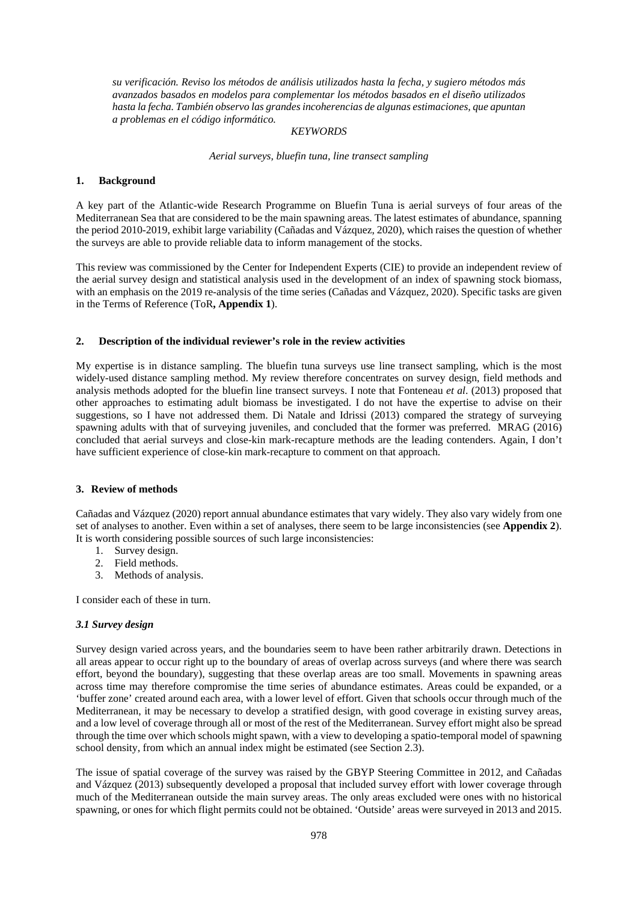*su verificación. Reviso los métodos de análisis utilizados hasta la fecha, y sugiero métodos más avanzados basados en modelos para complementar los métodos basados en el diseño utilizados hasta la fecha. También observo las grandes incoherencias de algunas estimaciones, que apuntan a problemas en el código informático.*

*KEYWORDS*

*Aerial surveys, bluefin tuna, line transect sampling*

## 1. Background

A key part of the Atlantic-wide Research Programme on Bluefin Tuna is aerial surveys of four areas of the Mediterranean Sea that are considered to be the main spawning areas. The latest estimates of abundance, spanning the period 2010-2019, exhibit large variability (Cañadas and Vázquez, 2020), which raises the question of whether the surveys are able to provide reliable data to inform management of the stocks.

This review was commissioned by the Center for Independent Experts (CIE) to provide an independent review of the aerial survey design and statistical analysis used in the development of an index of spawning stock biomass, with an emphasis on the 2019 re-analysis of the time series (Cañadas and Vázquez, 2020). Specific tasks are given in the Terms of Reference (ToR**, Appendix 1**).

## 2. Description of the individual reviewer's role in the review activities

My expertise is in distance sampling. The bluefin tuna surveys use line transect sampling, which is the most widely-used distance sampling method. My review therefore concentrates on survey design, field methods and analysis methods adopted for the bluefin line transect surveys. I note that Fonteneau *et al*. (2013) proposed that other approaches to estimating adult biomass be investigated. I do not have the expertise to advise on their suggestions, so I have not addressed them. Di Natale and Idrissi (2013) compared the strategy of surveying spawning adults with that of surveying juveniles, and concluded that the former was preferred. MRAG (2016) concluded that aerial surveys and close-kin mark-recapture methods are the leading contenders. Again, I don't have sufficient experience of close-kin mark-recapture to comment on that approach.

## 3. Review of methods

Cañadas and Vázquez (2020) report annual abundance estimates that vary widely. They also vary widely from one set of analyses to another. Even within a set of analyses, there seem to be large inconsistencies (see **Appendix 2**). It is worth considering possible sources of such large inconsistencies:

1. Survey design.
2. Field methods.
3. Methods of analysis.

I consider each of these in turn.

### *3.1 Survey design*

Survey design varied across years, and the boundaries seem to have been rather arbitrarily drawn. Detections in all areas appear to occur right up to the boundary of areas of overlap across surveys (and where there was search effort, beyond the boundary), suggesting that these overlap areas are too small. Movements in spawning areas across time may therefore compromise the time series of abundance estimates. Areas could be expanded, or a 'buffer zone' created around each area, with a lower level of effort. Given that schools occur through much of the Mediterranean, it may be necessary to develop a stratified design, with good coverage in existing survey areas, and a low level of coverage through all or most of the rest of the Mediterranean. Survey effort might also be spread through the time over which schools might spawn, with a view to developing a spatio-temporal model of spawning school density, from which an annual index might be estimated (see Section 2.3).

The issue of spatial coverage of the survey was raised by the GBYP Steering Committee in 2012, and Cañadas and Vázquez (2013) subsequently developed a proposal that included survey effort with lower coverage through much of the Mediterranean outside the main survey areas. The only areas excluded were ones with no historical spawning, or ones for which flight permits could not be obtained. 'Outside' areas were surveyed in 2013 and 2015.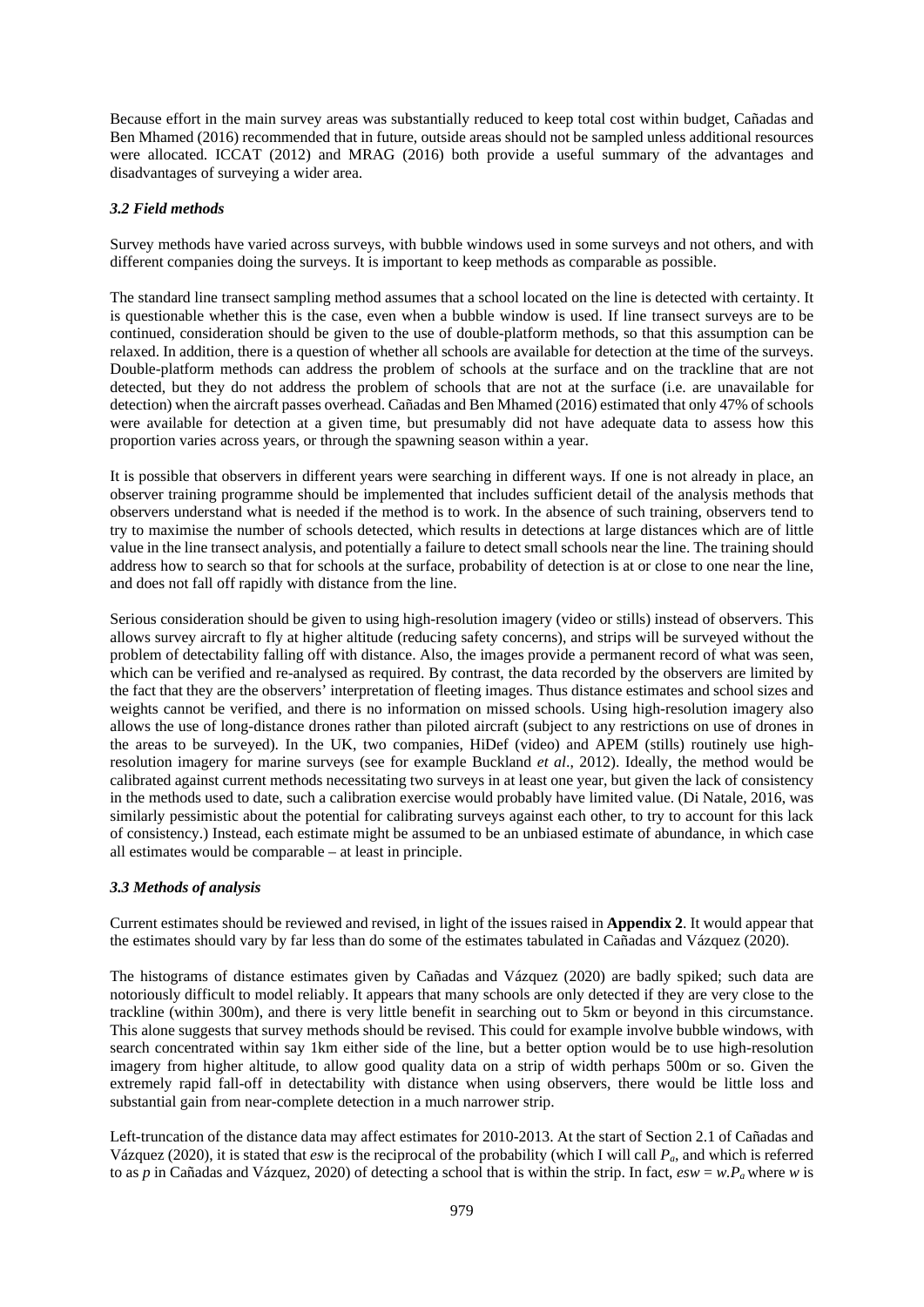Because effort in the main survey areas was substantially reduced to keep total cost within budget, Cañadas and Ben Mhamed (2016) recommended that in future, outside areas should not be sampled unless additional resources were allocated. ICCAT (2012) and MRAG (2016) both provide a useful summary of the advantages and disadvantages of surveying a wider area.

### *3.2 Field methods*

Survey methods have varied across surveys, with bubble windows used in some surveys and not others, and with different companies doing the surveys. It is important to keep methods as comparable as possible.

The standard line transect sampling method assumes that a school located on the line is detected with certainty. It is questionable whether this is the case, even when a bubble window is used. If line transect surveys are to be continued, consideration should be given to the use of double-platform methods, so that this assumption can be relaxed. In addition, there is a question of whether all schools are available for detection at the time of the surveys. Double-platform methods can address the problem of schools at the surface and on the trackline that are not detected, but they do not address the problem of schools that are not at the surface (i.e. are unavailable for detection) when the aircraft passes overhead. Cañadas and Ben Mhamed (2016) estimated that only 47% of schools were available for detection at a given time, but presumably did not have adequate data to assess how this proportion varies across years, or through the spawning season within a year.

It is possible that observers in different years were searching in different ways. If one is not already in place, an observer training programme should be implemented that includes sufficient detail of the analysis methods that observers understand what is needed if the method is to work. In the absence of such training, observers tend to try to maximise the number of schools detected, which results in detections at large distances which are of little value in the line transect analysis, and potentially a failure to detect small schools near the line. The training should address how to search so that for schools at the surface, probability of detection is at or close to one near the line, and does not fall off rapidly with distance from the line.

Serious consideration should be given to using high-resolution imagery (video or stills) instead of observers. This allows survey aircraft to fly at higher altitude (reducing safety concerns), and strips will be surveyed without the problem of detectability falling off with distance. Also, the images provide a permanent record of what was seen, which can be verified and re-analysed as required. By contrast, the data recorded by the observers are limited by the fact that they are the observers' interpretation of fleeting images. Thus distance estimates and school sizes and weights cannot be verified, and there is no information on missed schools. Using high-resolution imagery also allows the use of long-distance drones rather than piloted aircraft (subject to any restrictions on use of drones in the areas to be surveyed). In the UK, two companies, HiDef (video) and APEM (stills) routinely use high-resolution imagery for marine surveys (see for example Buckland *et al*., 2012). Ideally, the method would be calibrated against current methods necessitating two surveys in at least one year, but given the lack of consistency in the methods used to date, such a calibration exercise would probably have limited value. (Di Natale, 2016, was similarly pessimistic about the potential for calibrating surveys against each other, to try to account for this lack of consistency.) Instead, each estimate might be assumed to be an unbiased estimate of abundance, in which case all estimates would be comparable – at least in principle.

### *3.3 Methods of analysis*

Current estimates should be reviewed and revised, in light of the issues raised in **Appendix 2**. It would appear that the estimates should vary by far less than do some of the estimates tabulated in Cañadas and Vázquez (2020).

The histograms of distance estimates given by Cañadas and Vázquez (2020) are badly spiked; such data are notoriously difficult to model reliably. It appears that many schools are only detected if they are very close to the trackline (within 300m), and there is very little benefit in searching out to 5km or beyond in this circumstance. This alone suggests that survey methods should be revised. This could for example involve bubble windows, with search concentrated within say 1km either side of the line, but a better option would be to use high-resolution imagery from higher altitude, to allow good quality data on a strip of width perhaps 500m or so. Given the extremely rapid fall-off in detectability with distance when using observers, there would be little loss and substantial gain from near-complete detection in a much narrower strip.

Left-truncation of the distance data may affect estimates for 2010-2013. At the start of Section 2.1 of Cañadas and Vázquez (2020), it is stated that *esw* is the reciprocal of the probability (which I will call $P_a$, and which is referred to as *p* in Cañadas and Vázquez, 2020) of detecting a school that is within the strip. In fact, $esw = w.P_a$ where *w* is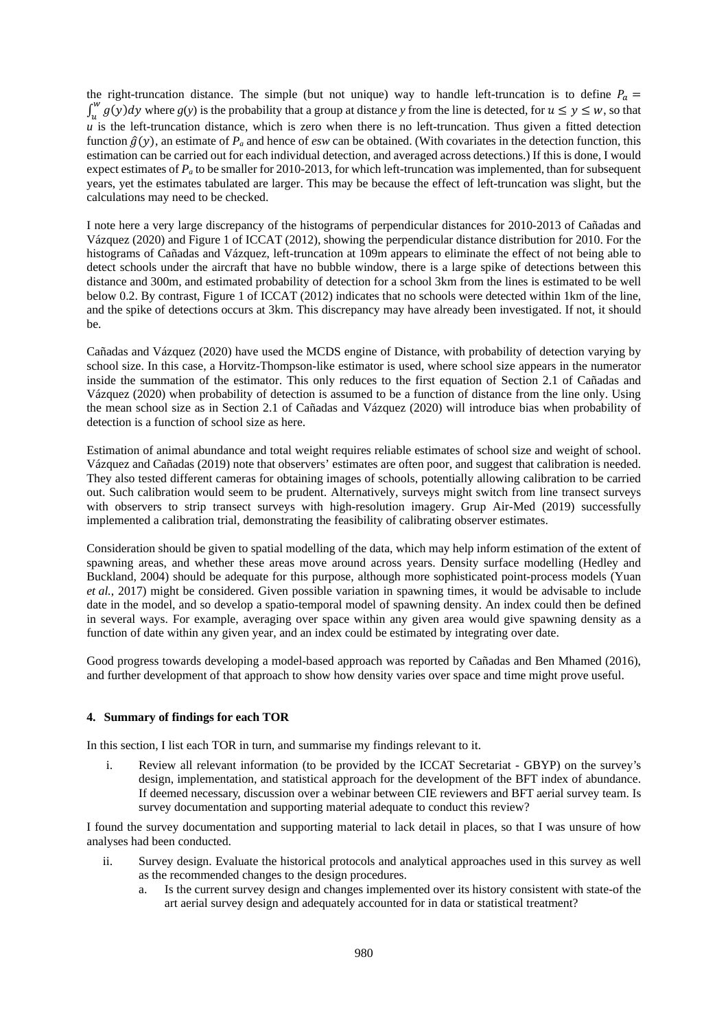the right-truncation distance. The simple (but not unique) way to handle left-truncation is to define $P_a = \int_u^w g(y)dy$ where $g(y)$ is the probability that a group at distance $y$ from the line is detected, for $u \leq y \leq w$, so that $u$ is the left-truncation distance, which is zero when there is no left-truncation. Thus given a fitted detection function $\hat{g}(y)$, an estimate of $P_a$ and hence of *esw* can be obtained. (With covariates in the detection function, this estimation can be carried out for each individual detection, and averaged across detections.) If this is done, I would expect estimates of $P_a$ to be smaller for 2010-2013, for which left-truncation was implemented, than for subsequent years, yet the estimates tabulated are larger. This may be because the effect of left-truncation was slight, but the calculations may need to be checked.

I note here a very large discrepancy of the histograms of perpendicular distances for 2010-2013 of Cañadas and Vázquez (2020) and Figure 1 of ICCAT (2012), showing the perpendicular distance distribution for 2010. For the histograms of Cañadas and Vázquez, left-truncation at 109m appears to eliminate the effect of not being able to detect schools under the aircraft that have no bubble window, there is a large spike of detections between this distance and 300m, and estimated probability of detection for a school 3km from the lines is estimated to be well below 0.2. By contrast, Figure 1 of ICCAT (2012) indicates that no schools were detected within 1km of the line, and the spike of detections occurs at 3km. This discrepancy may have already been investigated. If not, it should be.

Cañadas and Vázquez (2020) have used the MCDS engine of Distance, with probability of detection varying by school size. In this case, a Horvitz-Thompson-like estimator is used, where school size appears in the numerator inside the summation of the estimator. This only reduces to the first equation of Section 2.1 of Cañadas and Vázquez (2020) when probability of detection is assumed to be a function of distance from the line only. Using the mean school size as in Section 2.1 of Cañadas and Vázquez (2020) will introduce bias when probability of detection is a function of school size as here.

Estimation of animal abundance and total weight requires reliable estimates of school size and weight of school. Vázquez and Cañadas (2019) note that observers' estimates are often poor, and suggest that calibration is needed. They also tested different cameras for obtaining images of schools, potentially allowing calibration to be carried out. Such calibration would seem to be prudent. Alternatively, surveys might switch from line transect surveys with observers to strip transect surveys with high-resolution imagery. Grup Air-Med (2019) successfully implemented a calibration trial, demonstrating the feasibility of calibrating observer estimates.

Consideration should be given to spatial modelling of the data, which may help inform estimation of the extent of spawning areas, and whether these areas move around across years. Density surface modelling (Hedley and Buckland, 2004) should be adequate for this purpose, although more sophisticated point-process models (Yuan *et al.*, 2017) might be considered. Given possible variation in spawning times, it would be advisable to include date in the model, and so develop a spatio-temporal model of spawning density. An index could then be defined in several ways. For example, averaging over space within any given area would give spawning density as a function of date within any given year, and an index could be estimated by integrating over date.

Good progress towards developing a model-based approach was reported by Cañadas and Ben Mhamed (2016), and further development of that approach to show how density varies over space and time might prove useful.

#### 4. Summary of findings for each TOR

In this section, I list each TOR in turn, and summarise my findings relevant to it.

i. Review all relevant information (to be provided by the ICCAT Secretariat - GBYP) on the survey's design, implementation, and statistical approach for the development of the BFT index of abundance. If deemed necessary, discussion over a webinar between CIE reviewers and BFT aerial survey team. Is survey documentation and supporting material adequate to conduct this review?

I found the survey documentation and supporting material to lack detail in places, so that I was unsure of how analyses had been conducted.

ii. Survey design. Evaluate the historical protocols and analytical approaches used in this survey as well as the recommended changes to the design procedures.
    a. Is the current survey design and changes implemented over its history consistent with state-of the art aerial survey design and adequately accounted for in data or statistical treatment?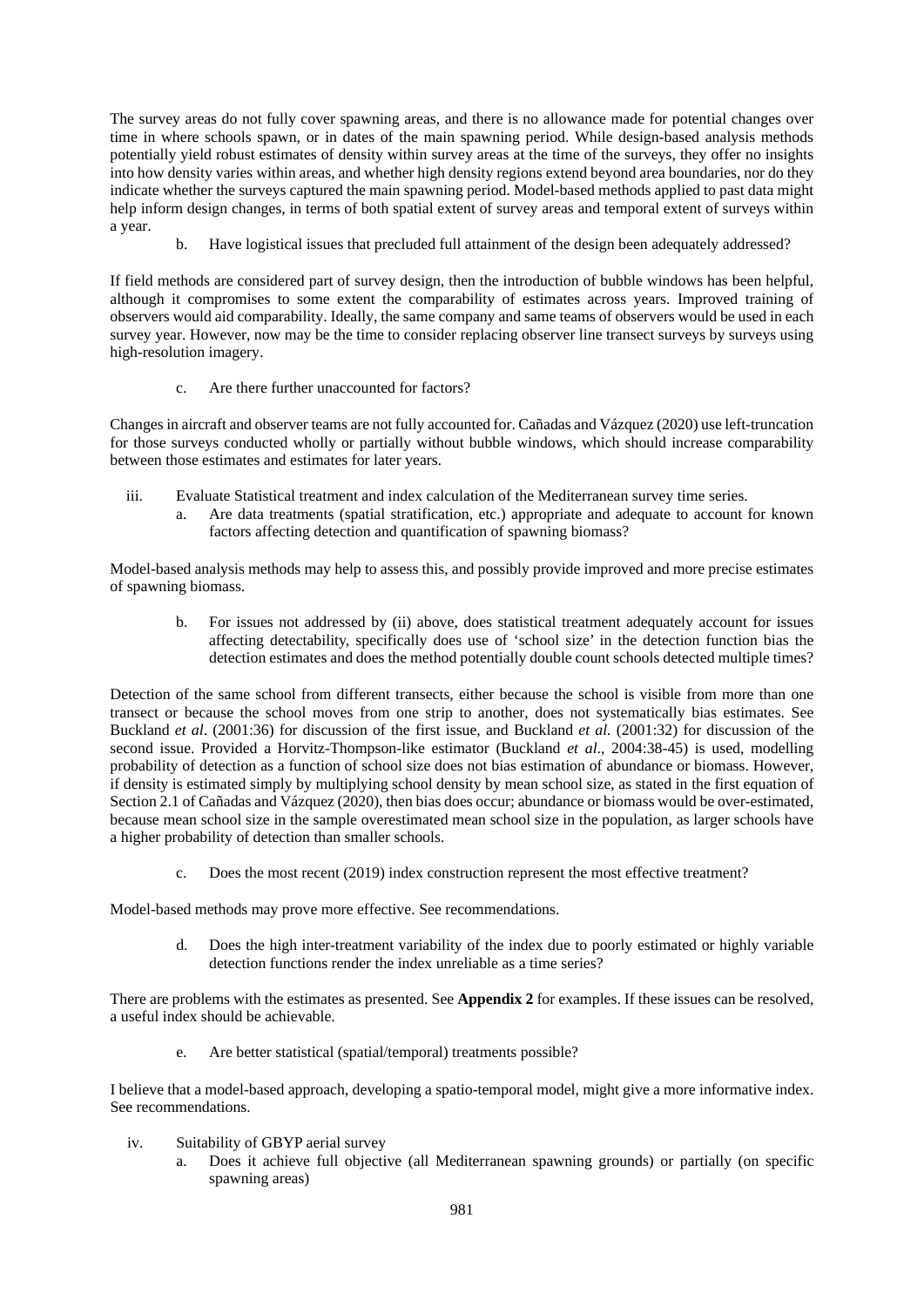The survey areas do not fully cover spawning areas, and there is no allowance made for potential changes over time in where schools spawn, or in dates of the main spawning period. While design-based analysis methods potentially yield robust estimates of density within survey areas at the time of the surveys, they offer no insights into how density varies within areas, and whether high density regions extend beyond area boundaries, nor do they indicate whether the surveys captured the main spawning period. Model-based methods applied to past data might help inform design changes, in terms of both spatial extent of survey areas and temporal extent of surveys within a year.

b. Have logistical issues that precluded full attainment of the design been adequately addressed?

If field methods are considered part of survey design, then the introduction of bubble windows has been helpful, although it compromises to some extent the comparability of estimates across years. Improved training of observers would aid comparability. Ideally, the same company and same teams of observers would be used in each survey year. However, now may be the time to consider replacing observer line transect surveys by surveys using high-resolution imagery.

c. Are there further unaccounted for factors?

Changes in aircraft and observer teams are not fully accounted for. Cañadas and Vázquez (2020) use left-truncation for those surveys conducted wholly or partially without bubble windows, which should increase comparability between those estimates and estimates for later years.

iii. Evaluate Statistical treatment and index calculation of the Mediterranean survey time series.

a. Are data treatments (spatial stratification, etc.) appropriate and adequate to account for known factors affecting detection and quantification of spawning biomass?

Model-based analysis methods may help to assess this, and possibly provide improved and more precise estimates of spawning biomass.

b. For issues not addressed by (ii) above, does statistical treatment adequately account for issues affecting detectability, specifically does use of 'school size' in the detection function bias the detection estimates and does the method potentially double count schools detected multiple times?

Detection of the same school from different transects, either because the school is visible from more than one transect or because the school moves from one strip to another, does not systematically bias estimates. See Buckland *et al*. (2001:36) for discussion of the first issue, and Buckland *et al.* (2001:32) for discussion of the second issue. Provided a Horvitz-Thompson-like estimator (Buckland *et al*., 2004:38-45) is used, modelling probability of detection as a function of school size does not bias estimation of abundance or biomass. However, if density is estimated simply by multiplying school density by mean school size, as stated in the first equation of Section 2.1 of Cañadas and Vázquez (2020), then bias does occur; abundance or biomass would be over-estimated, because mean school size in the sample overestimated mean school size in the population, as larger schools have a higher probability of detection than smaller schools.

c. Does the most recent (2019) index construction represent the most effective treatment?

Model-based methods may prove more effective. See recommendations.

d. Does the high inter-treatment variability of the index due to poorly estimated or highly variable detection functions render the index unreliable as a time series?

There are problems with the estimates as presented. See **Appendix 2** for examples. If these issues can be resolved, a useful index should be achievable.

e. Are better statistical (spatial/temporal) treatments possible?

I believe that a model-based approach, developing a spatio-temporal model, might give a more informative index. See recommendations.

iv. Suitability of GBYP aerial survey

a. Does it achieve full objective (all Mediterranean spawning grounds) or partially (on specific spawning areas)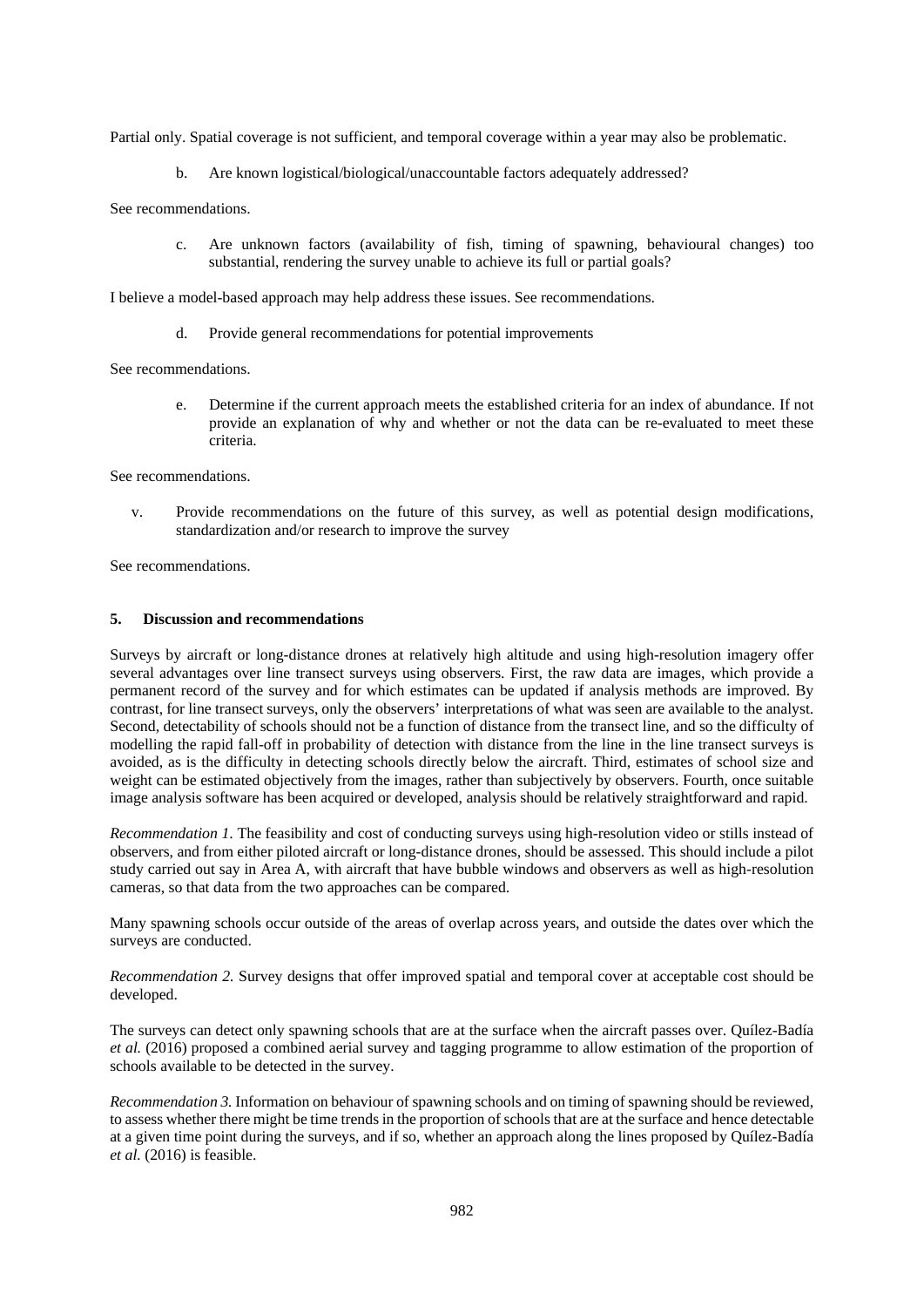Partial only. Spatial coverage is not sufficient, and temporal coverage within a year may also be problematic.

b. Are known logistical/biological/unaccountable factors adequately addressed?

See recommendations.

c. Are unknown factors (availability of fish, timing of spawning, behavioural changes) too substantial, rendering the survey unable to achieve its full or partial goals?

I believe a model-based approach may help address these issues. See recommendations.

d. Provide general recommendations for potential improvements

See recommendations.

e. Determine if the current approach meets the established criteria for an index of abundance. If not provide an explanation of why and whether or not the data can be re-evaluated to meet these criteria.

See recommendations.

v. Provide recommendations on the future of this survey, as well as potential design modifications, standardization and/or research to improve the survey

See recommendations.

### 5. Discussion and recommendations

Surveys by aircraft or long-distance drones at relatively high altitude and using high-resolution imagery offer several advantages over line transect surveys using observers. First, the raw data are images, which provide a permanent record of the survey and for which estimates can be updated if analysis methods are improved. By contrast, for line transect surveys, only the observers' interpretations of what was seen are available to the analyst. Second, detectability of schools should not be a function of distance from the transect line, and so the difficulty of modelling the rapid fall-off in probability of detection with distance from the line in the line transect surveys is avoided, as is the difficulty in detecting schools directly below the aircraft. Third, estimates of school size and weight can be estimated objectively from the images, rather than subjectively by observers. Fourth, once suitable image analysis software has been acquired or developed, analysis should be relatively straightforward and rapid.

*Recommendation 1.* The feasibility and cost of conducting surveys using high-resolution video or stills instead of observers, and from either piloted aircraft or long-distance drones, should be assessed. This should include a pilot study carried out say in Area A, with aircraft that have bubble windows and observers as well as high-resolution cameras, so that data from the two approaches can be compared.

Many spawning schools occur outside of the areas of overlap across years, and outside the dates over which the surveys are conducted.

*Recommendation 2.* Survey designs that offer improved spatial and temporal cover at acceptable cost should be developed.

The surveys can detect only spawning schools that are at the surface when the aircraft passes over. Quílez-Badía *et al.* (2016) proposed a combined aerial survey and tagging programme to allow estimation of the proportion of schools available to be detected in the survey.

*Recommendation 3.* Information on behaviour of spawning schools and on timing of spawning should be reviewed, to assess whether there might be time trends in the proportion of schools that are at the surface and hence detectable at a given time point during the surveys, and if so, whether an approach along the lines proposed by Quílez-Badía *et al.* (2016) is feasible.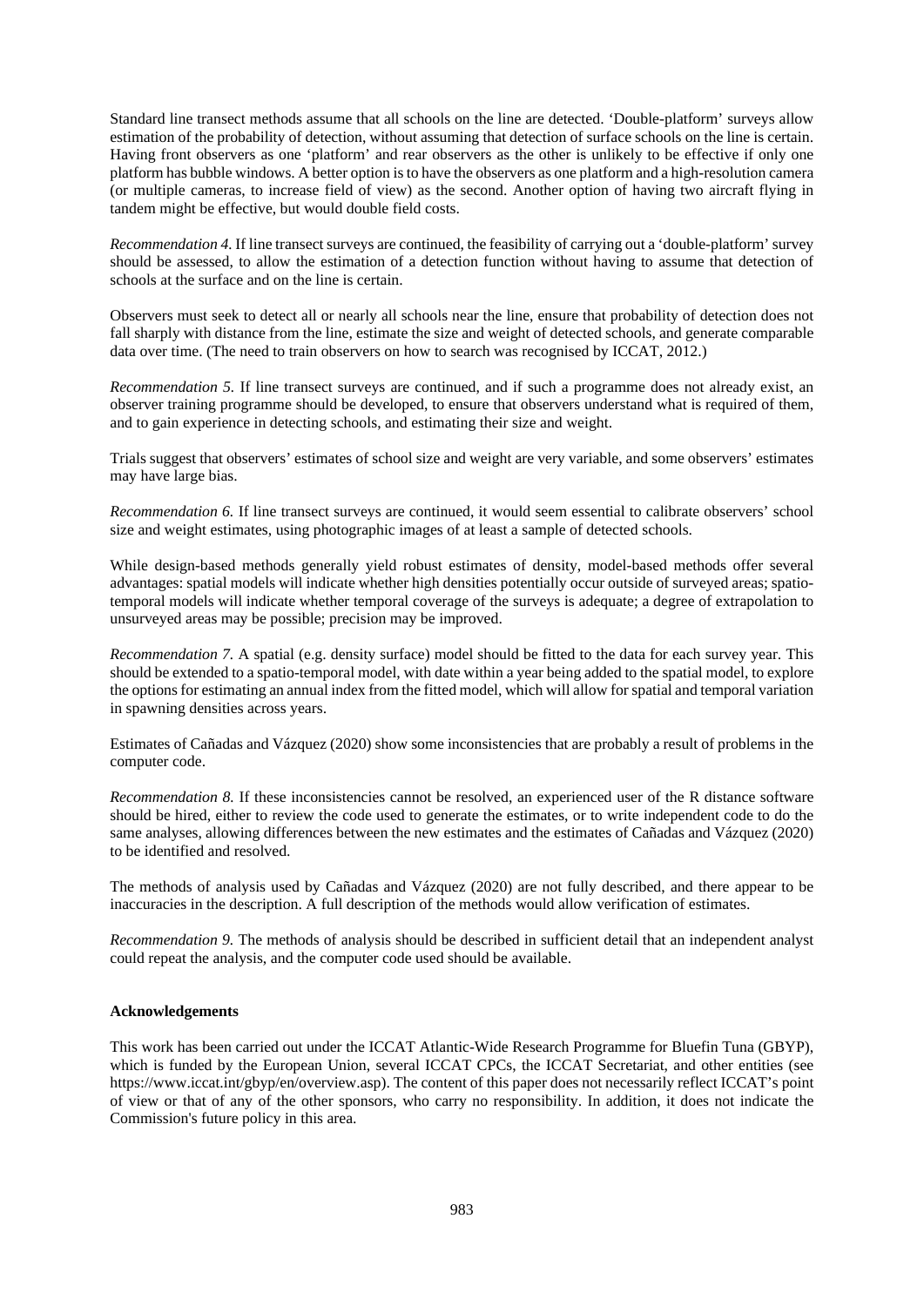Standard line transect methods assume that all schools on the line are detected. 'Double-platform' surveys allow estimation of the probability of detection, without assuming that detection of surface schools on the line is certain. Having front observers as one 'platform' and rear observers as the other is unlikely to be effective if only one platform has bubble windows. A better option is to have the observers as one platform and a high-resolution camera (or multiple cameras, to increase field of view) as the second. Another option of having two aircraft flying in tandem might be effective, but would double field costs.

*Recommendation 4.* If line transect surveys are continued, the feasibility of carrying out a 'double-platform' survey should be assessed, to allow the estimation of a detection function without having to assume that detection of schools at the surface and on the line is certain.

Observers must seek to detect all or nearly all schools near the line, ensure that probability of detection does not fall sharply with distance from the line, estimate the size and weight of detected schools, and generate comparable data over time. (The need to train observers on how to search was recognised by ICCAT, 2012.)

*Recommendation 5.* If line transect surveys are continued, and if such a programme does not already exist, an observer training programme should be developed, to ensure that observers understand what is required of them, and to gain experience in detecting schools, and estimating their size and weight.

Trials suggest that observers' estimates of school size and weight are very variable, and some observers' estimates may have large bias.

*Recommendation 6.* If line transect surveys are continued, it would seem essential to calibrate observers' school size and weight estimates, using photographic images of at least a sample of detected schools.

While design-based methods generally yield robust estimates of density, model-based methods offer several advantages: spatial models will indicate whether high densities potentially occur outside of surveyed areas; spatio-temporal models will indicate whether temporal coverage of the surveys is adequate; a degree of extrapolation to unsurveyed areas may be possible; precision may be improved.

*Recommendation 7.* A spatial (e.g. density surface) model should be fitted to the data for each survey year. This should be extended to a spatio-temporal model, with date within a year being added to the spatial model, to explore the options for estimating an annual index from the fitted model, which will allow for spatial and temporal variation in spawning densities across years.

Estimates of Cañadas and Vázquez (2020) show some inconsistencies that are probably a result of problems in the computer code.

*Recommendation 8.* If these inconsistencies cannot be resolved, an experienced user of the R distance software should be hired, either to review the code used to generate the estimates, or to write independent code to do the same analyses, allowing differences between the new estimates and the estimates of Cañadas and Vázquez (2020) to be identified and resolved.

The methods of analysis used by Cañadas and Vázquez (2020) are not fully described, and there appear to be inaccuracies in the description. A full description of the methods would allow verification of estimates.

*Recommendation 9.* The methods of analysis should be described in sufficient detail that an independent analyst could repeat the analysis, and the computer code used should be available.

**Acknowledgements**

This work has been carried out under the ICCAT Atlantic-Wide Research Programme for Bluefin Tuna (GBYP), which is funded by the European Union, several ICCAT CPCs, the ICCAT Secretariat, and other entities (see https://www.iccat.int/gbyp/en/overview.asp). The content of this paper does not necessarily reflect ICCAT's point of view or that of any of the other sponsors, who carry no responsibility. In addition, it does not indicate the Commission's future policy in this area.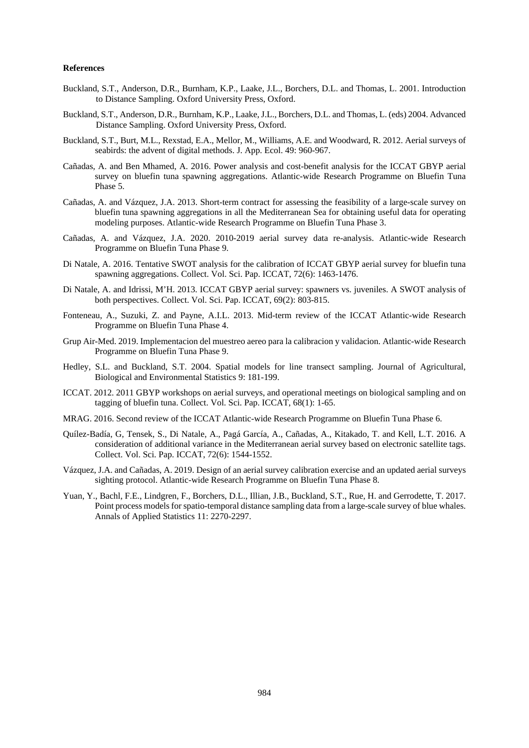**References**

Buckland, S.T., Anderson, D.R., Burnham, K.P., Laake, J.L., Borchers, D.L. and Thomas, L. 2001. Introduction to Distance Sampling. Oxford University Press, Oxford.

Buckland, S.T., Anderson, D.R., Burnham, K.P., Laake, J.L., Borchers, D.L. and Thomas, L. (eds) 2004. Advanced Distance Sampling. Oxford University Press, Oxford.

Buckland, S.T., Burt, M.L., Rexstad, E.A., Mellor, M., Williams, A.E. and Woodward, R. 2012. Aerial surveys of seabirds: the advent of digital methods. J. App. Ecol. 49: 960-967.

Cañadas, A. and Ben Mhamed, A. 2016. Power analysis and cost-benefit analysis for the ICCAT GBYP aerial survey on bluefin tuna spawning aggregations. Atlantic-wide Research Programme on Bluefin Tuna Phase 5.

Cañadas, A. and Vázquez, J.A. 2013. Short-term contract for assessing the feasibility of a large-scale survey on bluefin tuna spawning aggregations in all the Mediterranean Sea for obtaining useful data for operating modeling purposes. Atlantic-wide Research Programme on Bluefin Tuna Phase 3.

Cañadas, A. and Vázquez, J.A. 2020. 2010-2019 aerial survey data re-analysis. Atlantic-wide Research Programme on Bluefin Tuna Phase 9.

Di Natale, A. 2016. Tentative SWOT analysis for the calibration of ICCAT GBYP aerial survey for bluefin tuna spawning aggregations. Collect. Vol. Sci. Pap. ICCAT, 72(6): 1463-1476.

Di Natale, A. and Idrissi, M'H. 2013. ICCAT GBYP aerial survey: spawners vs. juveniles. A SWOT analysis of both perspectives. Collect. Vol. Sci. Pap. ICCAT, 69(2): 803-815.

Fonteneau, A., Suzuki, Z. and Payne, A.I.L. 2013. Mid-term review of the ICCAT Atlantic-wide Research Programme on Bluefin Tuna Phase 4.

Grup Air-Med. 2019. Implementacion del muestreo aereo para la calibracion y validacion. Atlantic-wide Research Programme on Bluefin Tuna Phase 9.

Hedley, S.L. and Buckland, S.T. 2004. Spatial models for line transect sampling. Journal of Agricultural, Biological and Environmental Statistics 9: 181-199.

ICCAT. 2012. 2011 GBYP workshops on aerial surveys, and operational meetings on biological sampling and on tagging of bluefin tuna. Collect. Vol. Sci. Pap. ICCAT, 68(1): 1-65.

MRAG. 2016. Second review of the ICCAT Atlantic-wide Research Programme on Bluefin Tuna Phase 6.

Quílez-Badía, G, Tensek, S., Di Natale, A., Pagá García, A., Cañadas, A., Kitakado, T. and Kell, L.T. 2016. A consideration of additional variance in the Mediterranean aerial survey based on electronic satellite tags. Collect. Vol. Sci. Pap. ICCAT, 72(6): 1544-1552.

Vázquez, J.A. and Cañadas, A. 2019. Design of an aerial survey calibration exercise and an updated aerial surveys sighting protocol. Atlantic-wide Research Programme on Bluefin Tuna Phase 8.

Yuan, Y., Bachl, F.E., Lindgren, F., Borchers, D.L., Illian, J.B., Buckland, S.T., Rue, H. and Gerrodette, T. 2017. Point process models for spatio-temporal distance sampling data from a large-scale survey of blue whales. Annals of Applied Statistics 11: 2270-2297.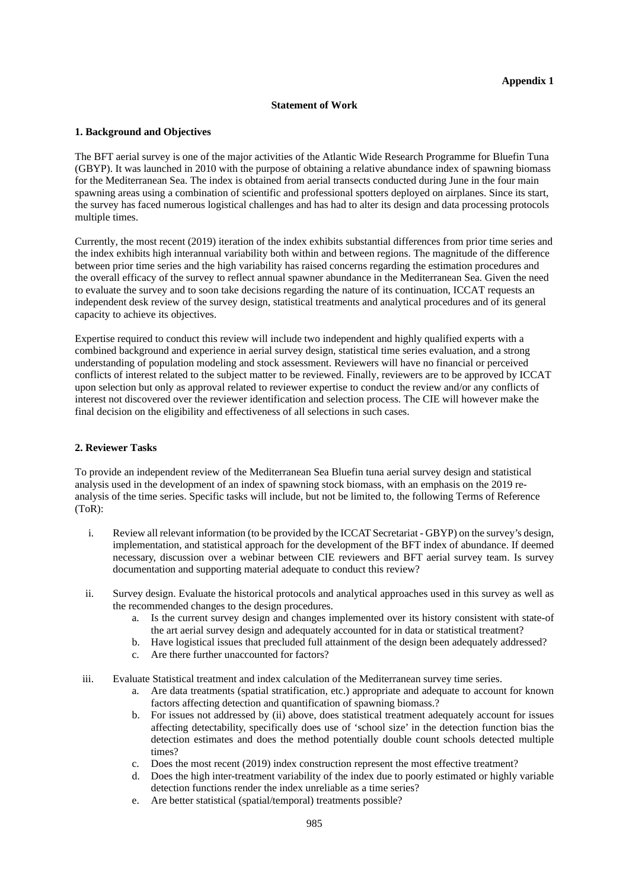**Appendix 1**

**Statement of Work**

**1. Background and Objectives**

The BFT aerial survey is one of the major activities of the Atlantic Wide Research Programme for Bluefin Tuna (GBYP). It was launched in 2010 with the purpose of obtaining a relative abundance index of spawning biomass for the Mediterranean Sea. The index is obtained from aerial transects conducted during June in the four main spawning areas using a combination of scientific and professional spotters deployed on airplanes. Since its start, the survey has faced numerous logistical challenges and has had to alter its design and data processing protocols multiple times.

Currently, the most recent (2019) iteration of the index exhibits substantial differences from prior time series and the index exhibits high interannual variability both within and between regions. The magnitude of the difference between prior time series and the high variability has raised concerns regarding the estimation procedures and the overall efficacy of the survey to reflect annual spawner abundance in the Mediterranean Sea. Given the need to evaluate the survey and to soon take decisions regarding the nature of its continuation, ICCAT requests an independent desk review of the survey design, statistical treatments and analytical procedures and of its general capacity to achieve its objectives.

Expertise required to conduct this review will include two independent and highly qualified experts with a combined background and experience in aerial survey design, statistical time series evaluation, and a strong understanding of population modeling and stock assessment. Reviewers will have no financial or perceived conflicts of interest related to the subject matter to be reviewed. Finally, reviewers are to be approved by ICCAT upon selection but only as approval related to reviewer expertise to conduct the review and/or any conflicts of interest not discovered over the reviewer identification and selection process. The CIE will however make the final decision on the eligibility and effectiveness of all selections in such cases.

**2. Reviewer Tasks**

To provide an independent review of the Mediterranean Sea Bluefin tuna aerial survey design and statistical analysis used in the development of an index of spawning stock biomass, with an emphasis on the 2019 re-analysis of the time series. Specific tasks will include, but not be limited to, the following Terms of Reference (ToR):

i. Review all relevant information (to be provided by the ICCAT Secretariat - GBYP) on the survey's design, implementation, and statistical approach for the development of the BFT index of abundance. If deemed necessary, discussion over a webinar between CIE reviewers and BFT aerial survey team. Is survey documentation and supporting material adequate to conduct this review?

ii. Survey design. Evaluate the historical protocols and analytical approaches used in this survey as well as the recommended changes to the design procedures.
   a. Is the current survey design and changes implemented over its history consistent with state-of the art aerial survey design and adequately accounted for in data or statistical treatment?
   b. Have logistical issues that precluded full attainment of the design been adequately addressed?
   c. Are there further unaccounted for factors?

iii. Evaluate Statistical treatment and index calculation of the Mediterranean survey time series.
   a. Are data treatments (spatial stratification, etc.) appropriate and adequate to account for known factors affecting detection and quantification of spawning biomass.?
   b. For issues not addressed by (ii) above, does statistical treatment adequately account for issues affecting detectability, specifically does use of 'school size' in the detection function bias the detection estimates and does the method potentially double count schools detected multiple times?
   c. Does the most recent (2019) index construction represent the most effective treatment?
   d. Does the high inter-treatment variability of the index due to poorly estimated or highly variable detection functions render the index unreliable as a time series?
   e. Are better statistical (spatial/temporal) treatments possible?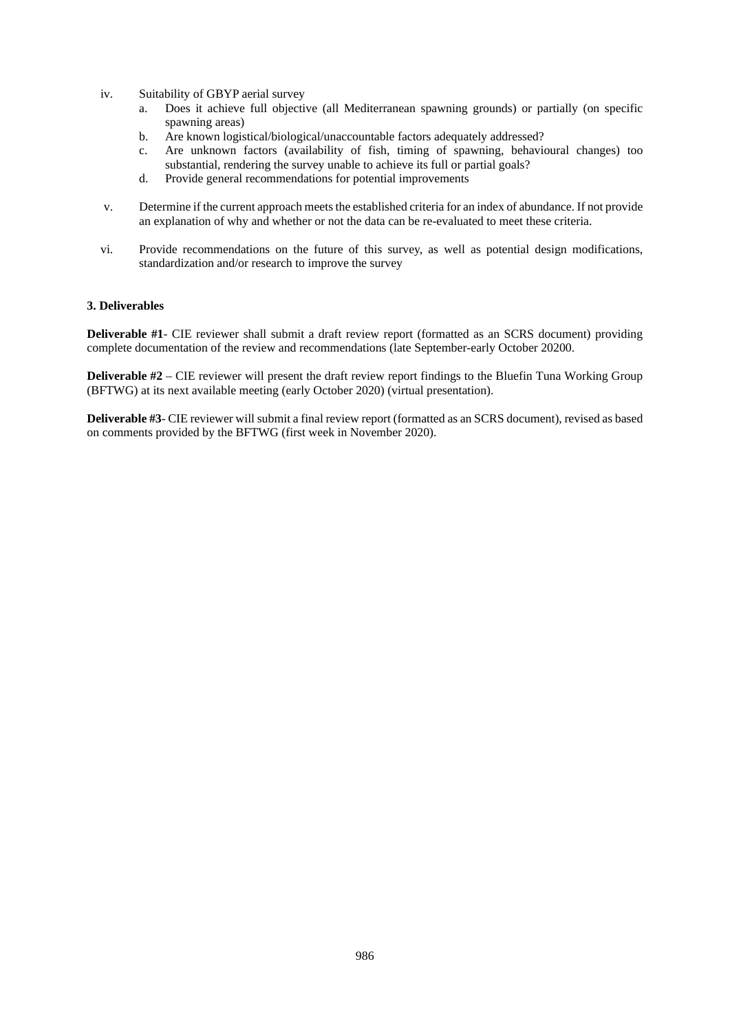iv. Suitability of GBYP aerial survey
   a. Does it achieve full objective (all Mediterranean spawning grounds) or partially (on specific spawning areas)
   b. Are known logistical/biological/unaccountable factors adequately addressed?
   c. Are unknown factors (availability of fish, timing of spawning, behavioural changes) too substantial, rendering the survey unable to achieve its full or partial goals?
   d. Provide general recommendations for potential improvements

v. Determine if the current approach meets the established criteria for an index of abundance. If not provide an explanation of why and whether or not the data can be re-evaluated to meet these criteria.

vi. Provide recommendations on the future of this survey, as well as potential design modifications, standardization and/or research to improve the survey

### 3. Deliverables

**Deliverable #1**- CIE reviewer shall submit a draft review report (formatted as an SCRS document) providing complete documentation of the review and recommendations (late September-early October 20200.

**Deliverable #2** – CIE reviewer will present the draft review report findings to the Bluefin Tuna Working Group (BFTWG) at its next available meeting (early October 2020) (virtual presentation).

**Deliverable #3**- CIE reviewer will submit a final review report (formatted as an SCRS document), revised as based on comments provided by the BFTWG (first week in November 2020).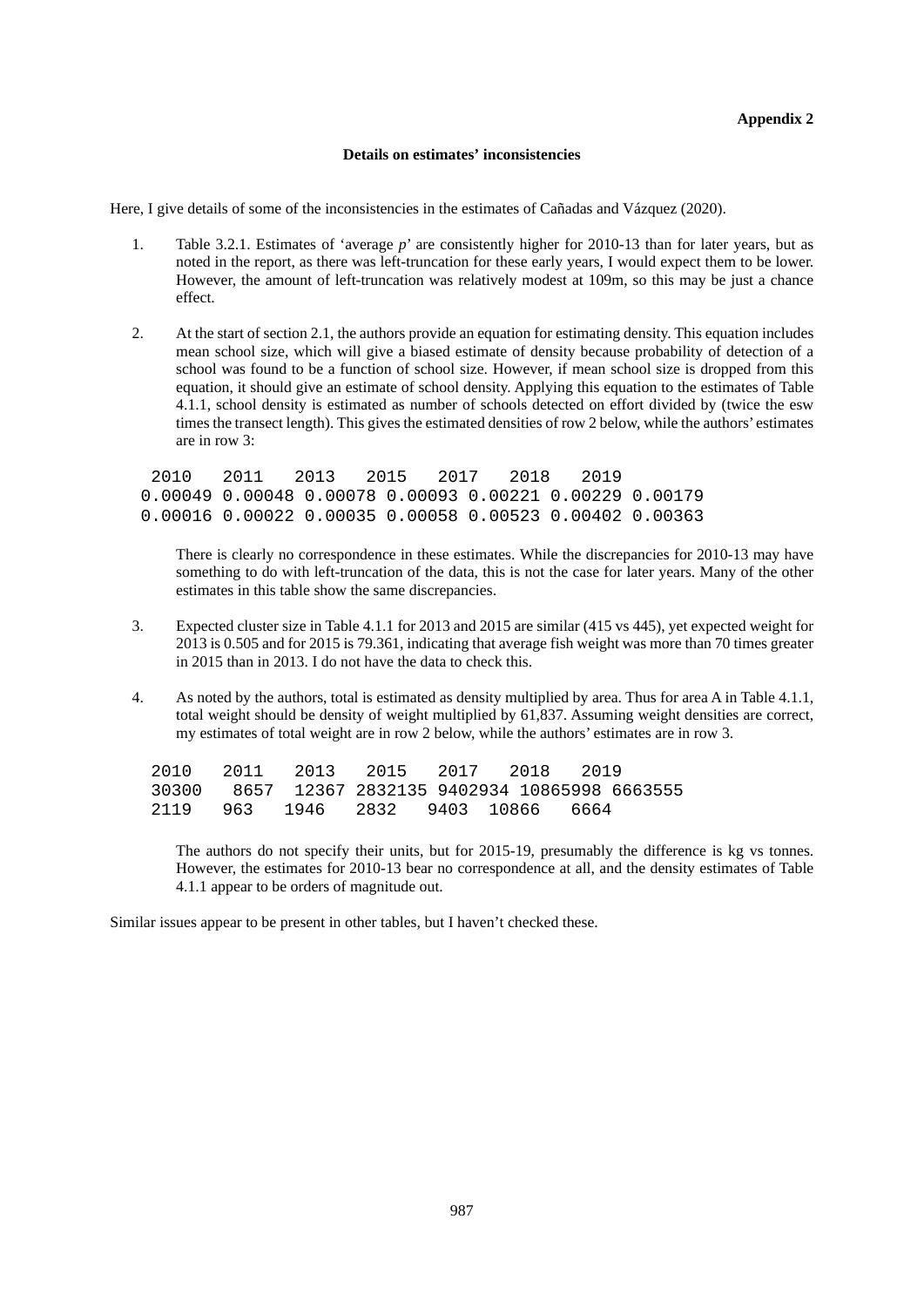**Appendix 2**

**Details on estimates' inconsistencies**

Here, I give details of some of the inconsistencies in the estimates of Cañadas and Vázquez (2020).

1. Table 3.2.1. Estimates of 'average $p$' are consistently higher for 2010-13 than for later years, but as noted in the report, as there was left-truncation for these early years, I would expect them to be lower. However, the amount of left-truncation was relatively modest at 109m, so this may be just a chance effect.

2. At the start of section 2.1, the authors provide an equation for estimating density. This equation includes mean school size, which will give a biased estimate of density because probability of detection of a school was found to be a function of school size. However, if mean school size is dropped from this equation, it should give an estimate of school density. Applying this equation to the estimates of Table 4.1.1, school density is estimated as number of schools detected on effort divided by (twice the esw times the transect length). This gives the estimated densities of row 2 below, while the authors' estimates are in row 3:

| | | | | | | |
|---|---|---|---|---|---|---|
| 2010 | 2011 | 2013 | 2015 | 2017 | 2018 | 2019 |
| 0.00049 | 0.00048 | 0.00078 | 0.00093 | 0.00221 | 0.00229 | 0.00179 |
| 0.00016 | 0.00022 | 0.00035 | 0.00058 | 0.00523 | 0.00402 | 0.00363 |

   There is clearly no correspondence in these estimates. While the discrepancies for 2010-13 may have something to do with left-truncation of the data, this is not the case for later years. Many of the other estimates in this table show the same discrepancies.

3. Expected cluster size in Table 4.1.1 for 2013 and 2015 are similar (415 vs 445), yet expected weight for 2013 is 0.505 and for 2015 is 79.361, indicating that average fish weight was more than 70 times greater in 2015 than in 2013. I do not have the data to check this.

4. As noted by the authors, total is estimated as density multiplied by area. Thus for area A in Table 4.1.1, total weight should be density of weight multiplied by 61,837. Assuming weight densities are correct, my estimates of total weight are in row 2 below, while the authors' estimates are in row 3.

| | | | | | | |
|---|---|---|---|---|---|---|
| 2010 | 2011 | 2013 | 2015 | 2017 | 2018 | 2019 |
| 30300 | 8657 | 12367 | 2832135 | 9402934 | 10865998 | 6663555 |
| 2119 | 963 | 1946 | 2832 | 9403 | 10866 | 6664 |

   The authors do not specify their units, but for 2015-19, presumably the difference is kg vs tonnes. However, the estimates for 2010-13 bear no correspondence at all, and the density estimates of Table 4.1.1 appear to be orders of magnitude out.

Similar issues appear to be present in other tables, but I haven't checked these.